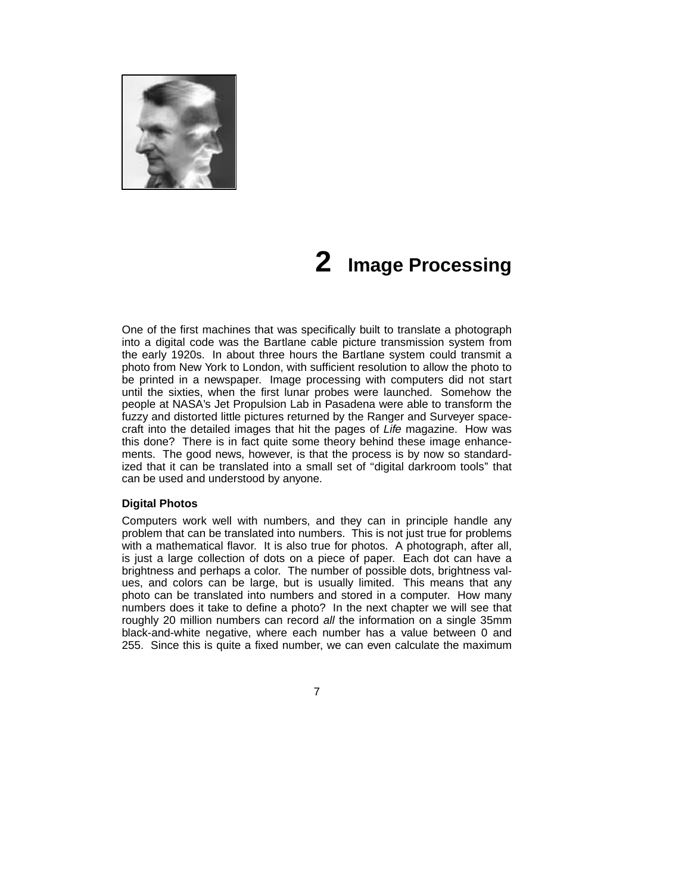# 2 Image Processing

One of the first machines that was specifically built to translate a photograph into a digital code was the Bartlane cable picture transmission system from the early 1920s. In about three hours the Bartlane system could transmit a photo from New York to London, with sufficient resolution to allow the photo to be printed in a newspaper. Image processing with computers did not start until the sixties, when the first lunar probes were launched. Somehow the people at NASA's Jet Propulsion Lab in Pasadena were able to transform the fuzzy and distorted little pictures returned by the Ranger and Surveyer spacecraft into the detailed images that hit the pages of *Life* magazine. How was this done? There is in fact quite some theory behind these image enhancements. The good news, however, is that the process is by now so standardized that it can be translated into a small set of "digital darkroom tools" that can be used and understood by anyone.

### Digital Photos

Computers work well with numbers, and they can in principle handle any problem that can be translated into numbers. This is not just true for problems with a mathematical flavor. It is also true for photos. A photograph, after all, is just a large collection of dots on a piece of paper. Each dot can have a brightness and perhaps a color. The number of possible dots, brightness values, and colors can be large, but is usually limited. This means that any photo can be translated into numbers and stored in a computer. How many numbers does it take to define a photo? In the next chapter we will see that roughly 20 million numbers can record *all* the information on a single 35mm black-and-white negative, where each number has a value between 0 and 255. Since this is quite a fixed number, we can even calculate the maximum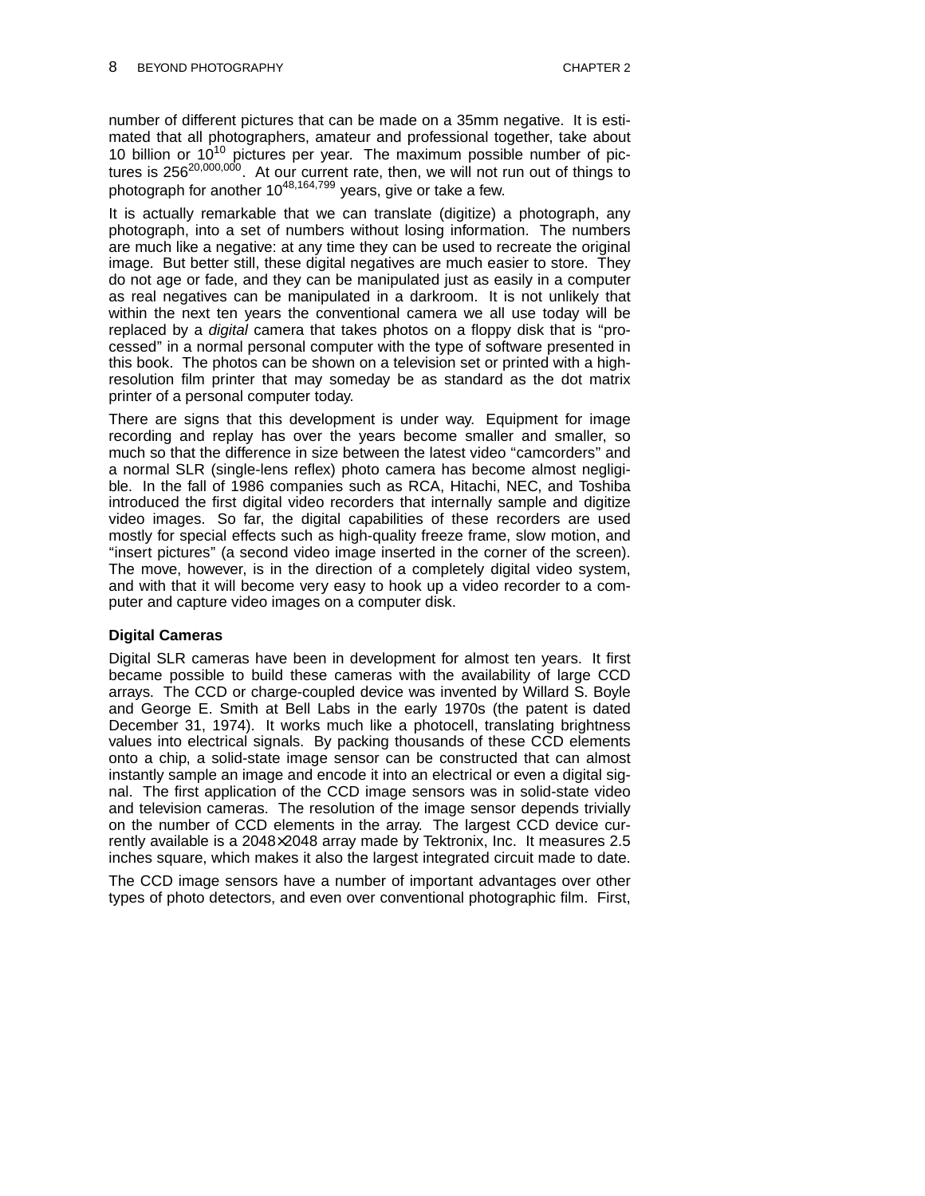number of different pictures that can be made on a 35mm negative. It is estimated that all photographers, amateur and professional together, take about 10 billion or $10^{10}$ pictures per year. The maximum possible number of pictures is $256^{20,000,000}$. At our current rate, then, we will not run out of things to photograph for another $10^{48,164,799}$ years, give or take a few.

It is actually remarkable that we can translate (digitize) a photograph, any photograph, into a set of numbers without losing information. The numbers are much like a negative: at any time they can be used to recreate the original image. But better still, these digital negatives are much easier to store. They do not age or fade, and they can be manipulated just as easily in a computer as real negatives can be manipulated in a darkroom. It is not unlikely that within the next ten years the conventional camera we all use today will be replaced by a *digital* camera that takes photos on a floppy disk that is "processed" in a normal personal computer with the type of software presented in this book. The photos can be shown on a television set or printed with a high-resolution film printer that may someday be as standard as the dot matrix printer of a personal computer today.

There are signs that this development is under way. Equipment for image recording and replay has over the years become smaller and smaller, so much so that the difference in size between the latest video "camcorders" and a normal SLR (single-lens reflex) photo camera has become almost negligible. In the fall of 1986 companies such as RCA, Hitachi, NEC, and Toshiba introduced the first digital video recorders that internally sample and digitize video images. So far, the digital capabilities of these recorders are used mostly for special effects such as high-quality freeze frame, slow motion, and "insert pictures" (a second video image inserted in the corner of the screen). The move, however, is in the direction of a completely digital video system, and with that it will become very easy to hook up a video recorder to a computer and capture video images on a computer disk.

**Digital Cameras**

Digital SLR cameras have been in development for almost ten years. It first became possible to build these cameras with the availability of large CCD arrays. The CCD or charge-coupled device was invented by Willard S. Boyle and George E. Smith at Bell Labs in the early 1970s (the patent is dated December 31, 1974). It works much like a photocell, translating brightness values into electrical signals. By packing thousands of these CCD elements onto a chip, a solid-state image sensor can be constructed that can almost instantly sample an image and encode it into an electrical or even a digital signal. The first application of the CCD image sensors was in solid-state video and television cameras. The resolution of the image sensor depends trivially on the number of CCD elements in the array. The largest CCD device currently available is a 2048×2048 array made by Tektronix, Inc. It measures 2.5 inches square, which makes it also the largest integrated circuit made to date.

The CCD image sensors have a number of important advantages over other types of photo detectors, and even over conventional photographic film. First,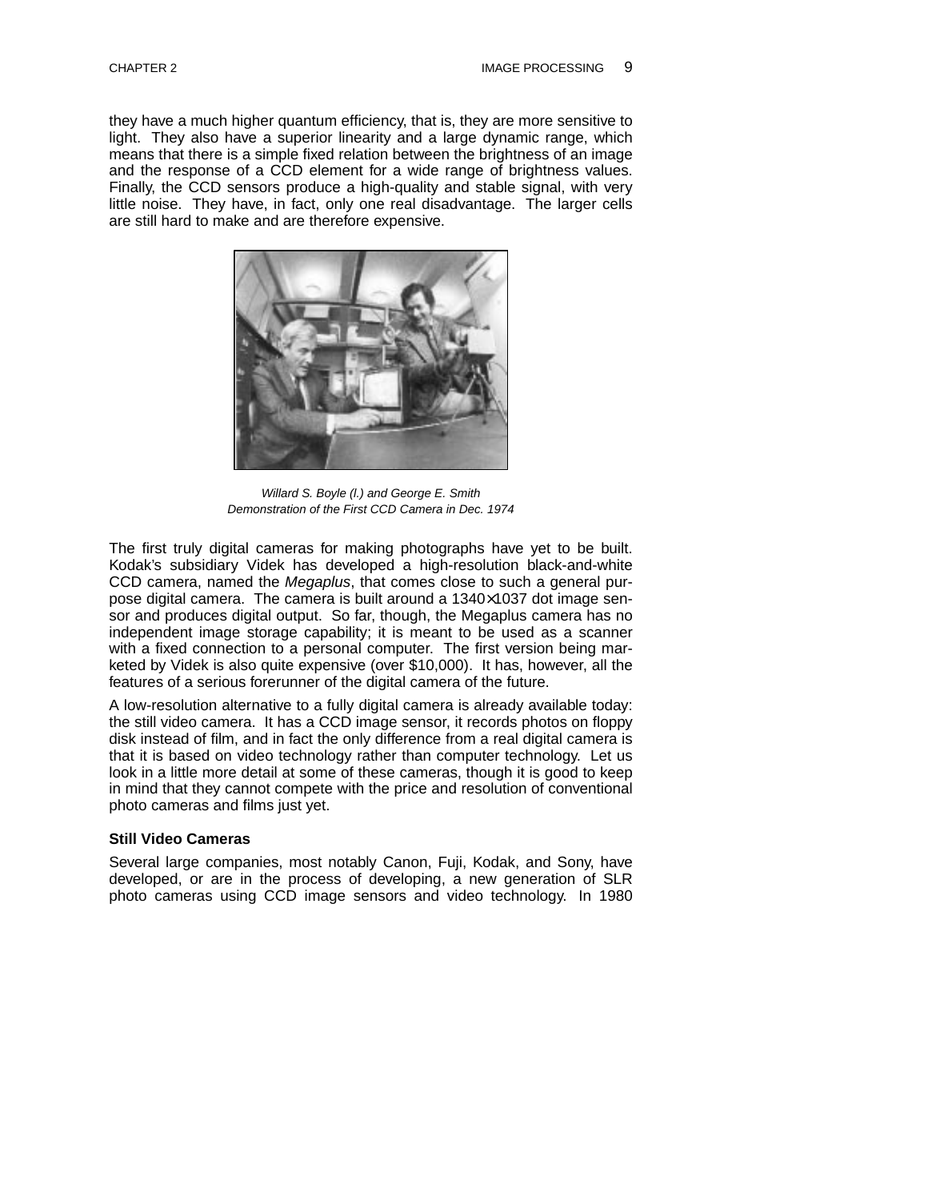they have a much higher quantum efficiency, that is, they are more sensitive to light. They also have a superior linearity and a large dynamic range, which means that there is a simple fixed relation between the brightness of an image and the response of a CCD element for a wide range of brightness values. Finally, the CCD sensors produce a high-quality and stable signal, with very little noise. They have, in fact, only one real disadvantage. The larger cells are still hard to make and are therefore expensive.

*Willard S. Boyle (l.) and George E. Smith*
*Demonstration of the First CCD Camera in Dec. 1974*

The first truly digital cameras for making photographs have yet to be built. Kodak's subsidiary Videk has developed a high-resolution black-and-white CCD camera, named the *Megaplus*, that comes close to such a general purpose digital camera. The camera is built around a 1340×1037 dot image sensor and produces digital output. So far, though, the Megaplus camera has no independent image storage capability; it is meant to be used as a scanner with a fixed connection to a personal computer. The first version being marketed by Videk is also quite expensive (over $10,000). It has, however, all the features of a serious forerunner of the digital camera of the future.

A low-resolution alternative to a fully digital camera is already available today: the still video camera. It has a CCD image sensor, it records photos on floppy disk instead of film, and in fact the only difference from a real digital camera is that it is based on video technology rather than computer technology. Let us look in a little more detail at some of these cameras, though it is good to keep in mind that they cannot compete with the price and resolution of conventional photo cameras and films just yet.

**Still Video Cameras**

Several large companies, most notably Canon, Fuji, Kodak, and Sony, have developed, or are in the process of developing, a new generation of SLR photo cameras using CCD image sensors and video technology. In 1980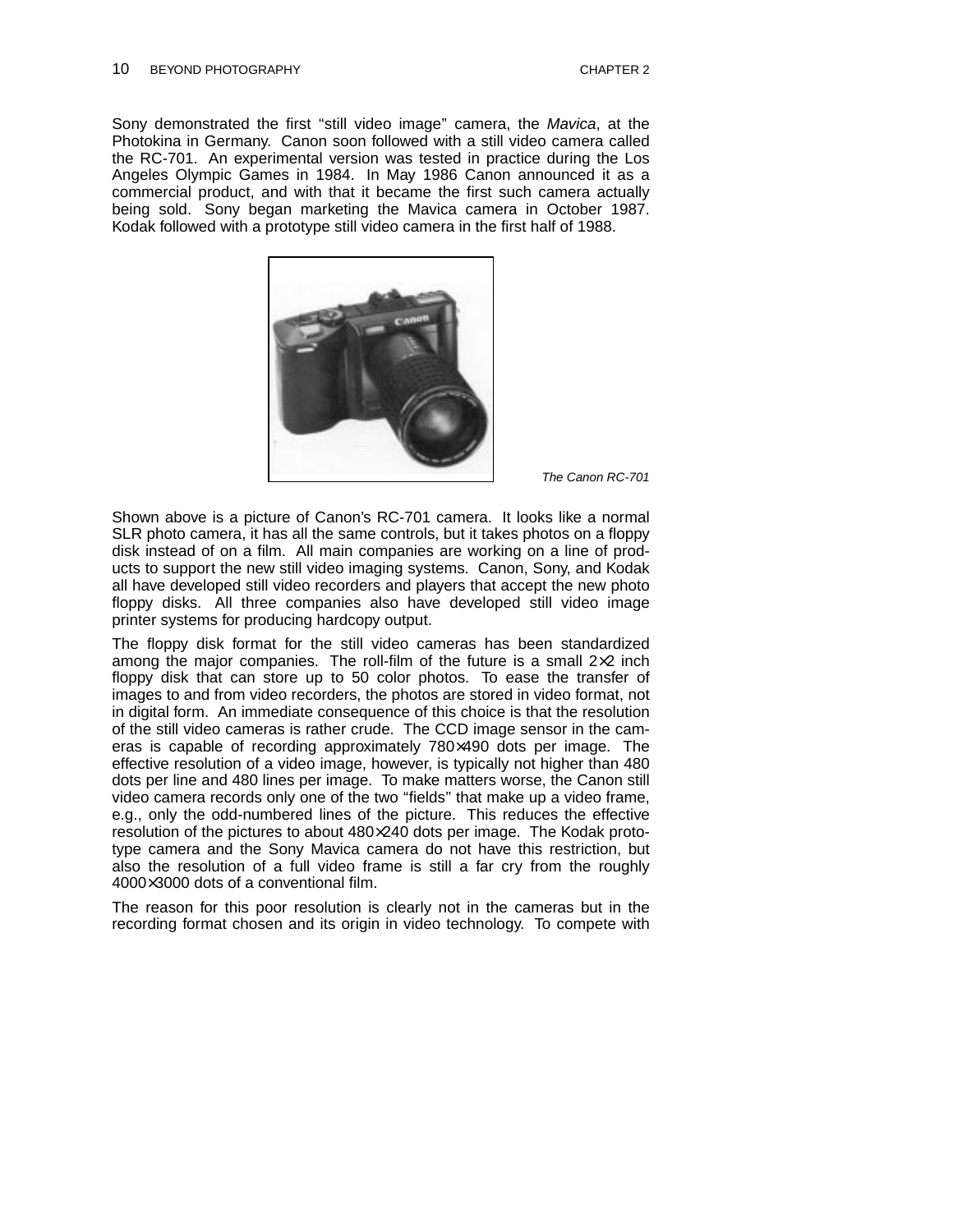Sony demonstrated the first "still video image" camera, the *Mavica*, at the Photokina in Germany. Canon soon followed with a still video camera called the RC-701. An experimental version was tested in practice during the Los Angeles Olympic Games in 1984. In May 1986 Canon announced it as a commercial product, and with that it became the first such camera actually being sold. Sony began marketing the Mavica camera in October 1987. Kodak followed with a prototype still video camera in the first half of 1988.

*The Canon RC-701*

Shown above is a picture of Canon's RC-701 camera. It looks like a normal SLR photo camera, it has all the same controls, but it takes photos on a floppy disk instead of on a film. All main companies are working on a line of products to support the new still video imaging systems. Canon, Sony, and Kodak all have developed still video recorders and players that accept the new photo floppy disks. All three companies also have developed still video image printer systems for producing hardcopy output.

The floppy disk format for the still video cameras has been standardized among the major companies. The roll-film of the future is a small 2×2 inch floppy disk that can store up to 50 color photos. To ease the transfer of images to and from video recorders, the photos are stored in video format, not in digital form. An immediate consequence of this choice is that the resolution of the still video cameras is rather crude. The CCD image sensor in the cameras is capable of recording approximately 780×490 dots per image. The effective resolution of a video image, however, is typically not higher than 480 dots per line and 480 lines per image. To make matters worse, the Canon still video camera records only one of the two "fields" that make up a video frame, e.g., only the odd-numbered lines of the picture. This reduces the effective resolution of the pictures to about 480×240 dots per image. The Kodak prototype camera and the Sony Mavica camera do not have this restriction, but also the resolution of a full video frame is still a far cry from the roughly 4000×3000 dots of a conventional film.

The reason for this poor resolution is clearly not in the cameras but in the recording format chosen and its origin in video technology. To compete with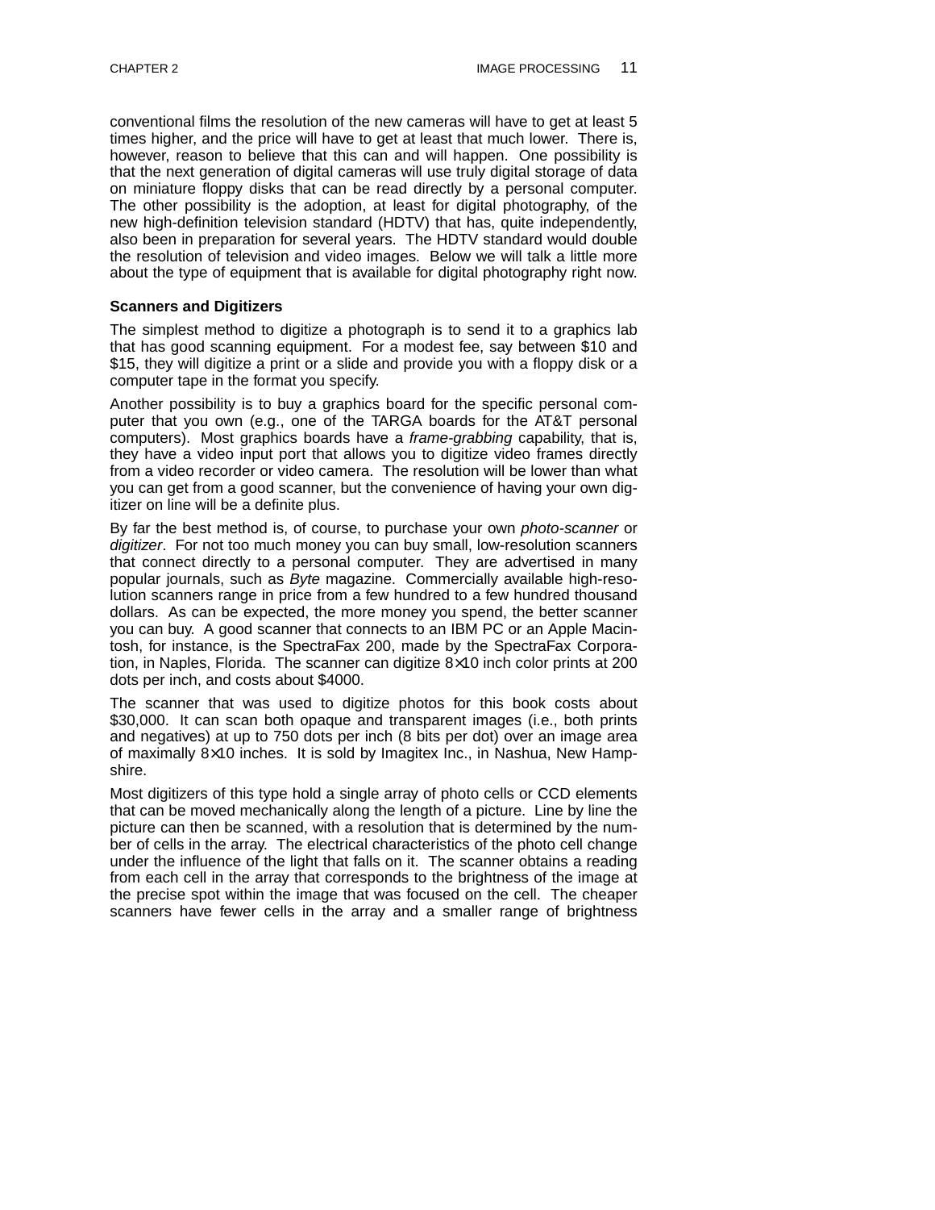conventional films the resolution of the new cameras will have to get at least 5 times higher, and the price will have to get at least that much lower. There is, however, reason to believe that this can and will happen. One possibility is that the next generation of digital cameras will use truly digital storage of data on miniature floppy disks that can be read directly by a personal computer. The other possibility is the adoption, at least for digital photography, of the new high-definition television standard (HDTV) that has, quite independently, also been in preparation for several years. The HDTV standard would double the resolution of television and video images. Below we will talk a little more about the type of equipment that is available for digital photography right now.

### Scanners and Digitizers

The simplest method to digitize a photograph is to send it to a graphics lab that has good scanning equipment. For a modest fee, say between $10 and $15, they will digitize a print or a slide and provide you with a floppy disk or a computer tape in the format you specify.

Another possibility is to buy a graphics board for the specific personal computer that you own (e.g., one of the TARGA boards for the AT&T personal computers). Most graphics boards have a *frame-grabbing* capability, that is, they have a video input port that allows you to digitize video frames directly from a video recorder or video camera. The resolution will be lower than what you can get from a good scanner, but the convenience of having your own digitizer on line will be a definite plus.

By far the best method is, of course, to purchase your own *photo-scanner* or *digitizer*. For not too much money you can buy small, low-resolution scanners that connect directly to a personal computer. They are advertised in many popular journals, such as *Byte* magazine. Commercially available high-resolution scanners range in price from a few hundred to a few hundred thousand dollars. As can be expected, the more money you spend, the better scanner you can buy. A good scanner that connects to an IBM PC or an Apple Macintosh, for instance, is the SpectraFax 200, made by the SpectraFax Corporation, in Naples, Florida. The scanner can digitize 8×10 inch color prints at 200 dots per inch, and costs about $4000.

The scanner that was used to digitize photos for this book costs about $30,000. It can scan both opaque and transparent images (i.e., both prints and negatives) at up to 750 dots per inch (8 bits per dot) over an image area of maximally 8×10 inches. It is sold by Imagitex Inc., in Nashua, New Hampshire.

Most digitizers of this type hold a single array of photo cells or CCD elements that can be moved mechanically along the length of a picture. Line by line the picture can then be scanned, with a resolution that is determined by the number of cells in the array. The electrical characteristics of the photo cell change under the influence of the light that falls on it. The scanner obtains a reading from each cell in the array that corresponds to the brightness of the image at the precise spot within the image that was focused on the cell. The cheaper scanners have fewer cells in the array and a smaller range of brightness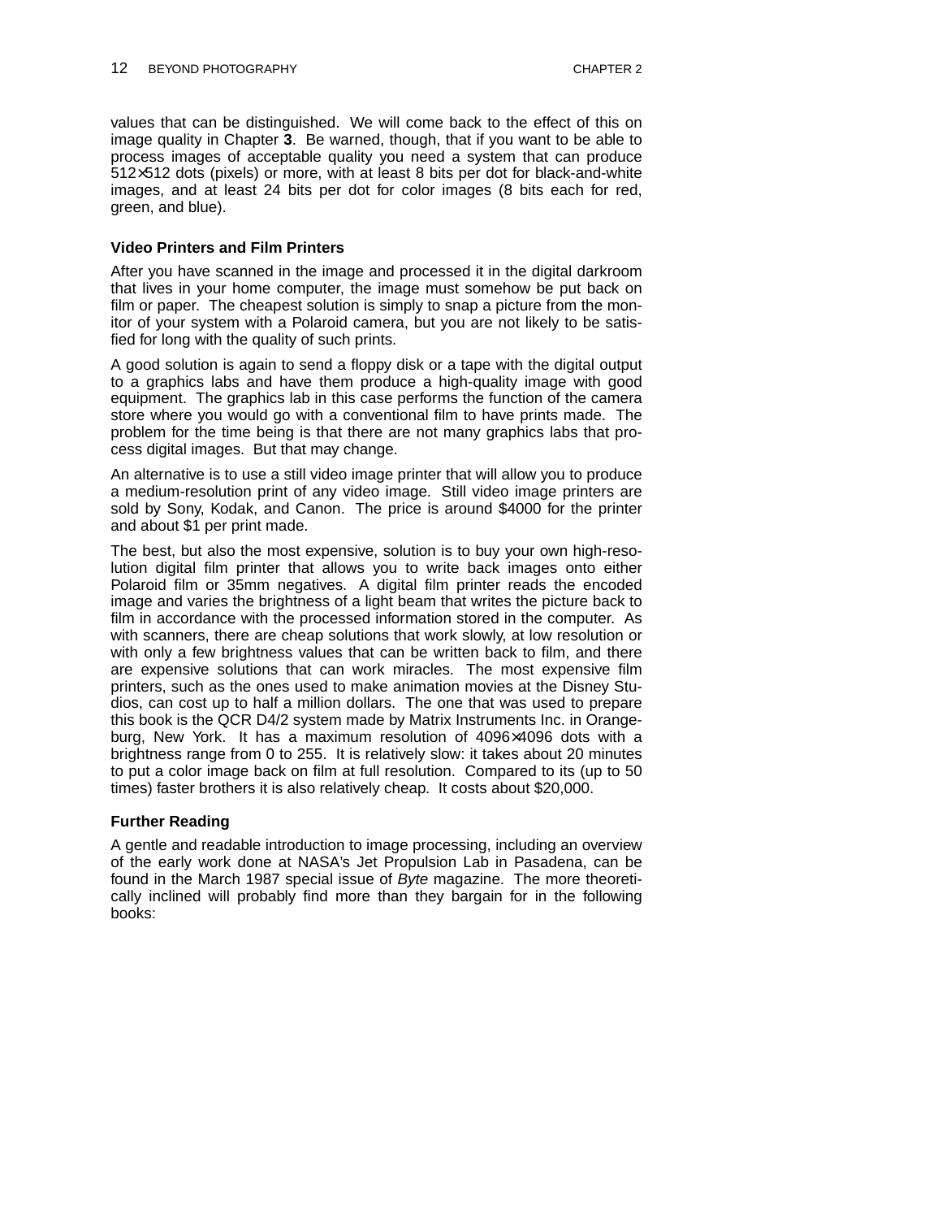values that can be distinguished. We will come back to the effect of this on image quality in Chapter **3**. Be warned, though, that if you want to be able to process images of acceptable quality you need a system that can produce 512×512 dots (pixels) or more, with at least 8 bits per dot for black-and-white images, and at least 24 bits per dot for color images (8 bits each for red, green, and blue).

### Video Printers and Film Printers

After you have scanned in the image and processed it in the digital darkroom that lives in your home computer, the image must somehow be put back on film or paper. The cheapest solution is simply to snap a picture from the monitor of your system with a Polaroid camera, but you are not likely to be satisfied for long with the quality of such prints.

A good solution is again to send a floppy disk or a tape with the digital output to a graphics labs and have them produce a high-quality image with good equipment. The graphics lab in this case performs the function of the camera store where you would go with a conventional film to have prints made. The problem for the time being is that there are not many graphics labs that process digital images. But that may change.

An alternative is to use a still video image printer that will allow you to produce a medium-resolution print of any video image. Still video image printers are sold by Sony, Kodak, and Canon. The price is around $4000 for the printer and about $1 per print made.

The best, but also the most expensive, solution is to buy your own high-resolution digital film printer that allows you to write back images onto either Polaroid film or 35mm negatives. A digital film printer reads the encoded image and varies the brightness of a light beam that writes the picture back to film in accordance with the processed information stored in the computer. As with scanners, there are cheap solutions that work slowly, at low resolution or with only a few brightness values that can be written back to film, and there are expensive solutions that can work miracles. The most expensive film printers, such as the ones used to make animation movies at the Disney Studios, can cost up to half a million dollars. The one that was used to prepare this book is the QCR D4/2 system made by Matrix Instruments Inc. in Orangeburg, New York. It has a maximum resolution of 4096×4096 dots with a brightness range from 0 to 255. It is relatively slow: it takes about 20 minutes to put a color image back on film at full resolution. Compared to its (up to 50 times) faster brothers it is also relatively cheap. It costs about $20,000.

### Further Reading

A gentle and readable introduction to image processing, including an overview of the early work done at NASA's Jet Propulsion Lab in Pasadena, can be found in the March 1987 special issue of *Byte* magazine. The more theoretically inclined will probably find more than they bargain for in the following books: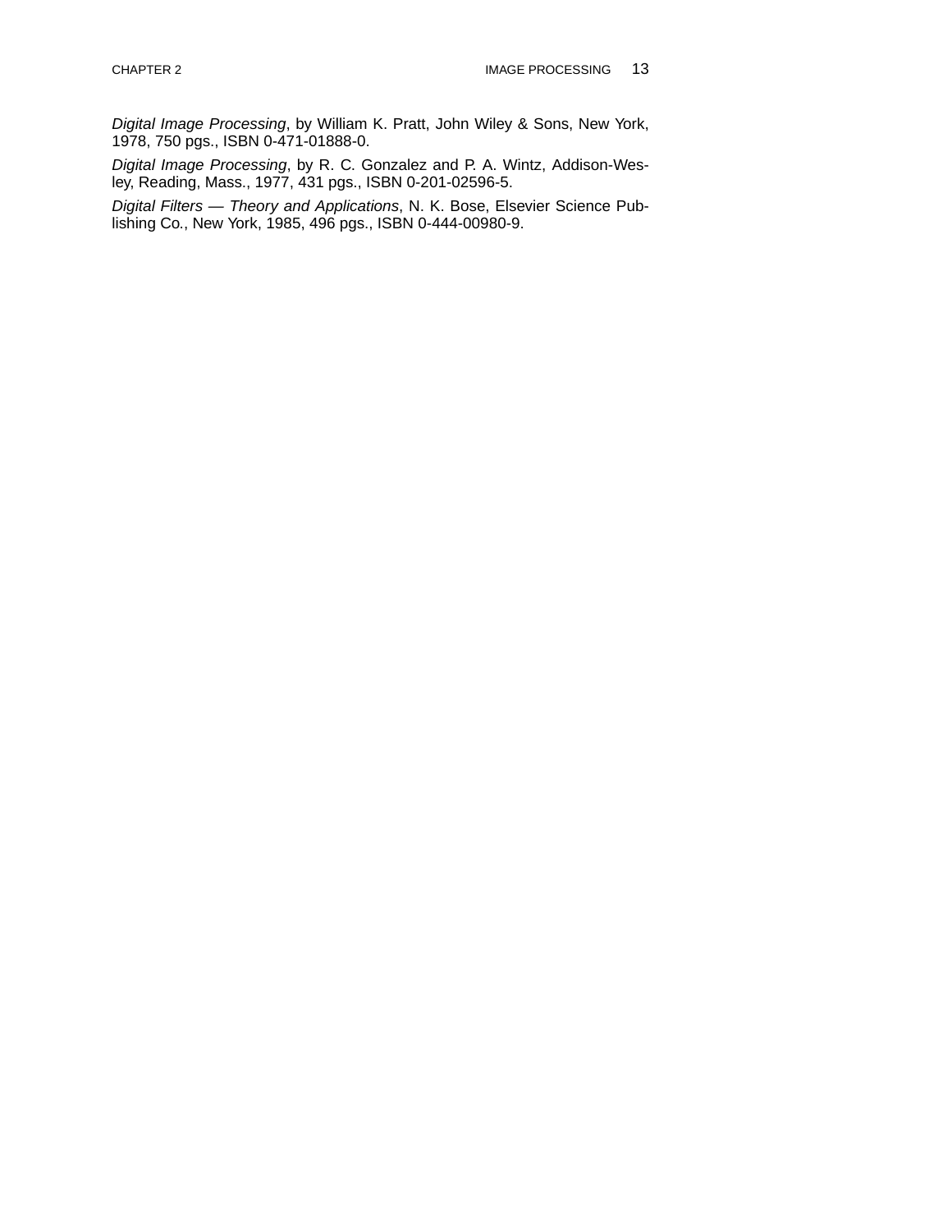*Digital Image Processing*, by William K. Pratt, John Wiley & Sons, New York, 1978, 750 pgs., ISBN 0-471-01888-0.

*Digital Image Processing*, by R. C. Gonzalez and P. A. Wintz, Addison-Wesley, Reading, Mass., 1977, 431 pgs., ISBN 0-201-02596-5.

*Digital Filters — Theory and Applications*, N. K. Bose, Elsevier Science Publishing Co., New York, 1985, 496 pgs., ISBN 0-444-00980-9.